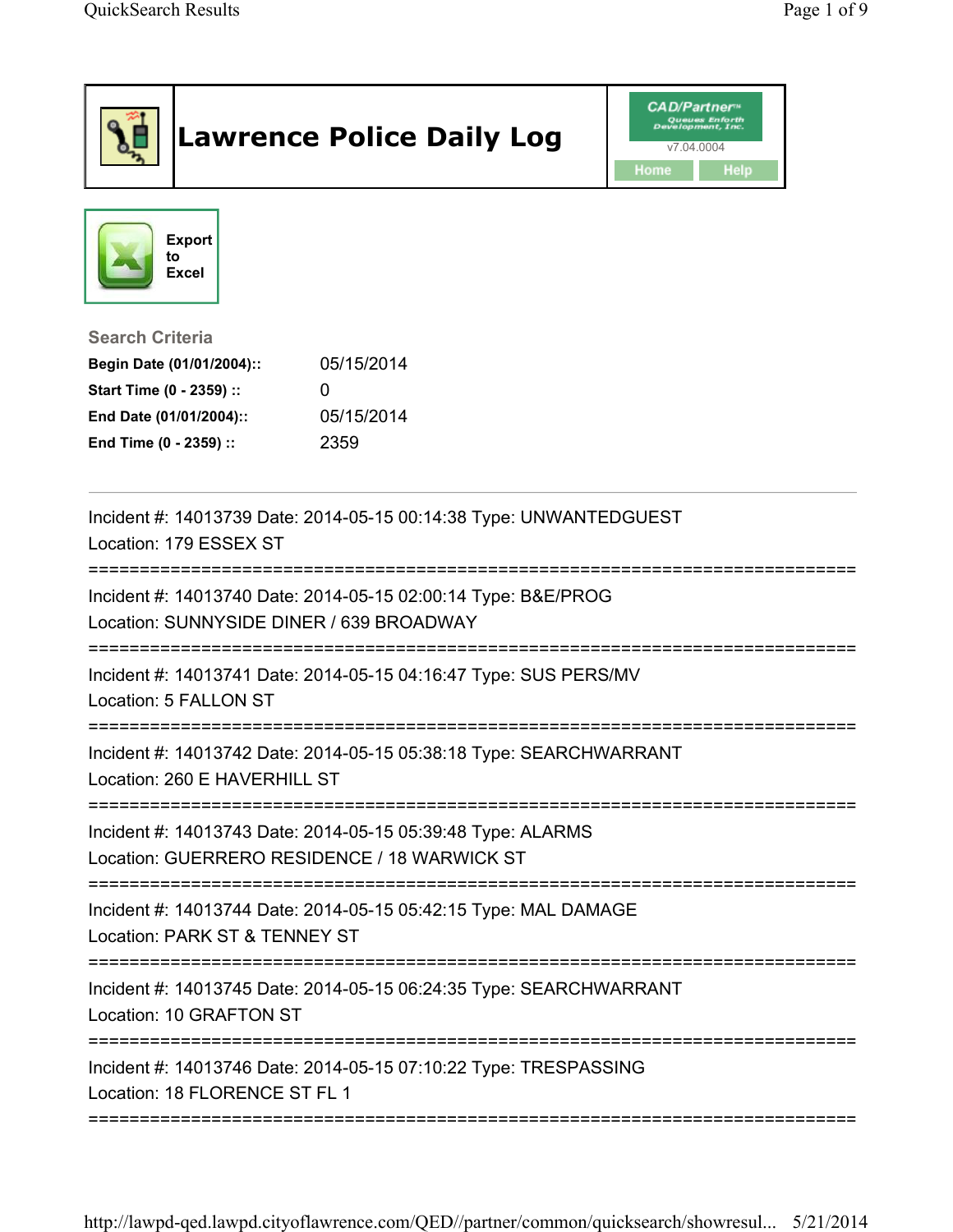# Lawrence Police Daily Log

CAD/Partner™ Queues Enforth Development, Inc.
v7.04.0004

Home Help

Export to Excel

**Search Criteria**

| | |
|---|---|
| **Begin Date (01/01/2004)::** | 05/15/2014 |
| **Start Time (0 - 2359) ::** | 0 |
| **End Date (01/01/2004)::** | 05/15/2014 |
| **End Time (0 - 2359) ::** | 2359 |

---

Incident #: 14013739 Date: 2014-05-15 00:14:38 Type: UNWANTEDGUEST
Location: 179 ESSEX ST

===========================================================================

Incident #: 14013740 Date: 2014-05-15 02:00:14 Type: B&E/PROG
Location: SUNNYSIDE DINER / 639 BROADWAY

===========================================================================

Incident #: 14013741 Date: 2014-05-15 04:16:47 Type: SUS PERS/MV
Location: 5 FALLON ST

===========================================================================

Incident #: 14013742 Date: 2014-05-15 05:38:18 Type: SEARCHWARRANT
Location: 260 E HAVERHILL ST

===========================================================================

Incident #: 14013743 Date: 2014-05-15 05:39:48 Type: ALARMS
Location: GUERRERO RESIDENCE / 18 WARWICK ST

===========================================================================

Incident #: 14013744 Date: 2014-05-15 05:42:15 Type: MAL DAMAGE
Location: PARK ST & TENNEY ST

===========================================================================

Incident #: 14013745 Date: 2014-05-15 06:24:35 Type: SEARCHWARRANT
Location: 10 GRAFTON ST

===========================================================================

Incident #: 14013746 Date: 2014-05-15 07:10:22 Type: TRESPASSING
Location: 18 FLORENCE ST FL 1

===========================================================================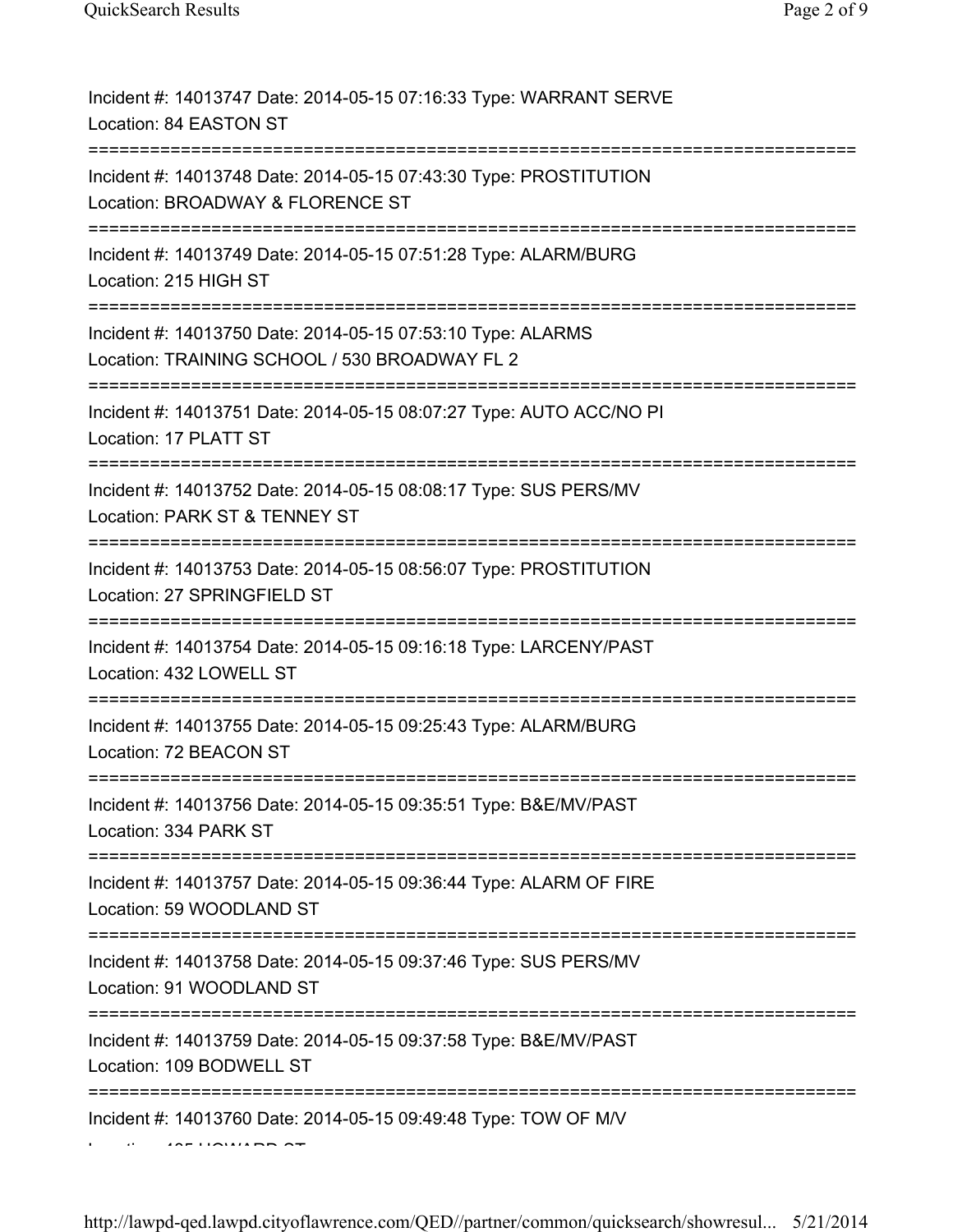Incident #: 14013747 Date: 2014-05-15 07:16:33 Type: WARRANT SERVE
Location: 84 EASTON ST
===========================================================================
Incident #: 14013748 Date: 2014-05-15 07:43:30 Type: PROSTITUTION
Location: BROADWAY & FLORENCE ST
===========================================================================
Incident #: 14013749 Date: 2014-05-15 07:51:28 Type: ALARM/BURG
Location: 215 HIGH ST
===========================================================================
Incident #: 14013750 Date: 2014-05-15 07:53:10 Type: ALARMS
Location: TRAINING SCHOOL / 530 BROADWAY FL 2
===========================================================================
Incident #: 14013751 Date: 2014-05-15 08:07:27 Type: AUTO ACC/NO PI
Location: 17 PLATT ST
===========================================================================
Incident #: 14013752 Date: 2014-05-15 08:08:17 Type: SUS PERS/MV
Location: PARK ST & TENNEY ST
===========================================================================
Incident #: 14013753 Date: 2014-05-15 08:56:07 Type: PROSTITUTION
Location: 27 SPRINGFIELD ST
===========================================================================
Incident #: 14013754 Date: 2014-05-15 09:16:18 Type: LARCENY/PAST
Location: 432 LOWELL ST
===========================================================================
Incident #: 14013755 Date: 2014-05-15 09:25:43 Type: ALARM/BURG
Location: 72 BEACON ST
===========================================================================
Incident #: 14013756 Date: 2014-05-15 09:35:51 Type: B&E/MV/PAST
Location: 334 PARK ST
===========================================================================
Incident #: 14013757 Date: 2014-05-15 09:36:44 Type: ALARM OF FIRE
Location: 59 WOODLAND ST
===========================================================================
Incident #: 14013758 Date: 2014-05-15 09:37:46 Type: SUS PERS/MV
Location: 91 WOODLAND ST
===========================================================================
Incident #: 14013759 Date: 2014-05-15 09:37:58 Type: B&E/MV/PAST
Location: 109 BODWELL ST
===========================================================================
Incident #: 14013760 Date: 2014-05-15 09:49:48 Type: TOW OF M/V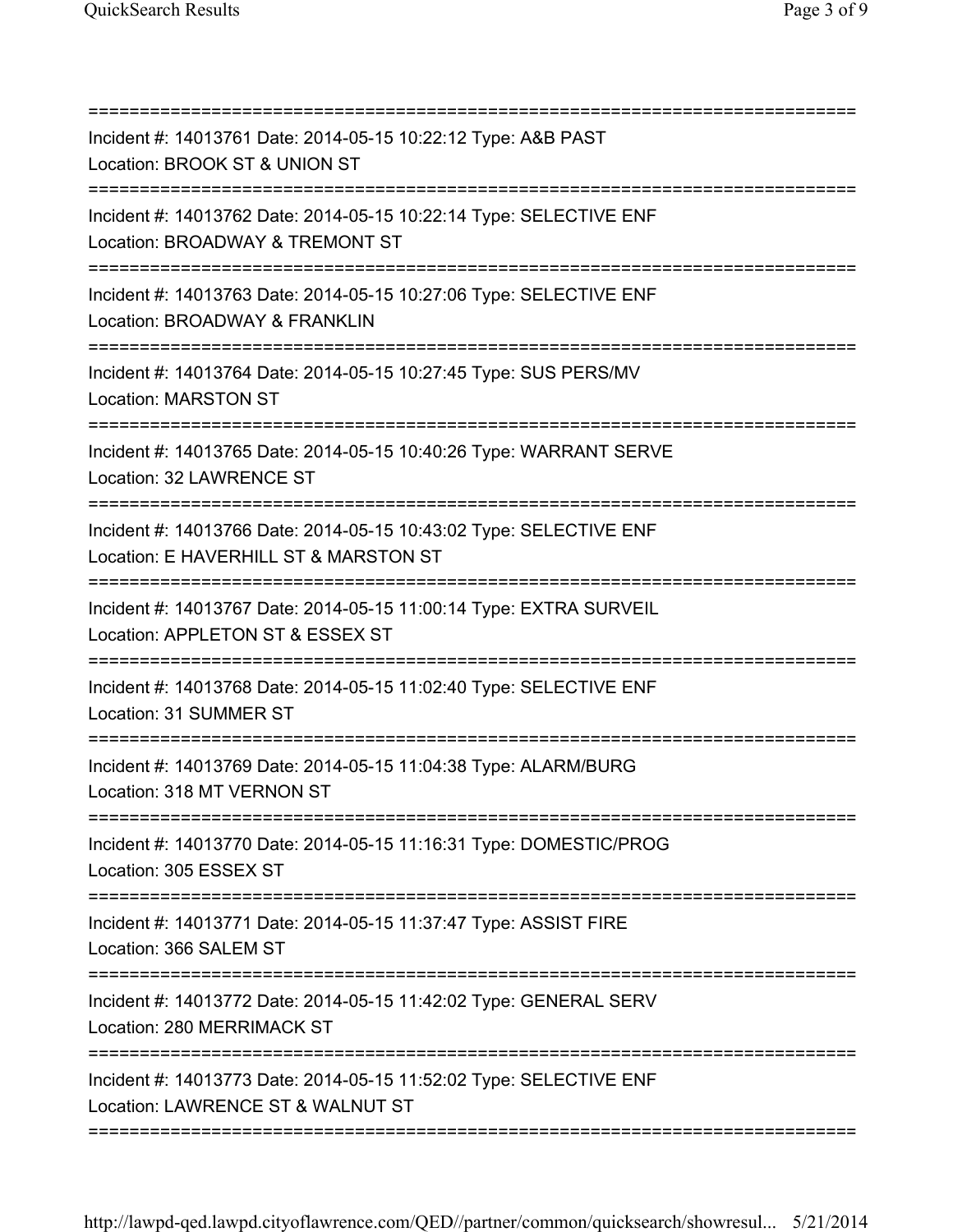===========================================================================
Incident #: 14013761 Date: 2014-05-15 10:22:12 Type: A&B PAST
Location: BROOK ST & UNION ST
===========================================================================
Incident #: 14013762 Date: 2014-05-15 10:22:14 Type: SELECTIVE ENF
Location: BROADWAY & TREMONT ST
===========================================================================
Incident #: 14013763 Date: 2014-05-15 10:27:06 Type: SELECTIVE ENF
Location: BROADWAY & FRANKLIN
===========================================================================
Incident #: 14013764 Date: 2014-05-15 10:27:45 Type: SUS PERS/MV
Location: MARSTON ST
===========================================================================
Incident #: 14013765 Date: 2014-05-15 10:40:26 Type: WARRANT SERVE
Location: 32 LAWRENCE ST
===========================================================================
Incident #: 14013766 Date: 2014-05-15 10:43:02 Type: SELECTIVE ENF
Location: E HAVERHILL ST & MARSTON ST
===========================================================================
Incident #: 14013767 Date: 2014-05-15 11:00:14 Type: EXTRA SURVEIL
Location: APPLETON ST & ESSEX ST
===========================================================================
Incident #: 14013768 Date: 2014-05-15 11:02:40 Type: SELECTIVE ENF
Location: 31 SUMMER ST
===========================================================================
Incident #: 14013769 Date: 2014-05-15 11:04:38 Type: ALARM/BURG
Location: 318 MT VERNON ST
===========================================================================
Incident #: 14013770 Date: 2014-05-15 11:16:31 Type: DOMESTIC/PROG
Location: 305 ESSEX ST
===========================================================================
Incident #: 14013771 Date: 2014-05-15 11:37:47 Type: ASSIST FIRE
Location: 366 SALEM ST
===========================================================================
Incident #: 14013772 Date: 2014-05-15 11:42:02 Type: GENERAL SERV
Location: 280 MERRIMACK ST
===========================================================================
Incident #: 14013773 Date: 2014-05-15 11:52:02 Type: SELECTIVE ENF
Location: LAWRENCE ST & WALNUT ST
===========================================================================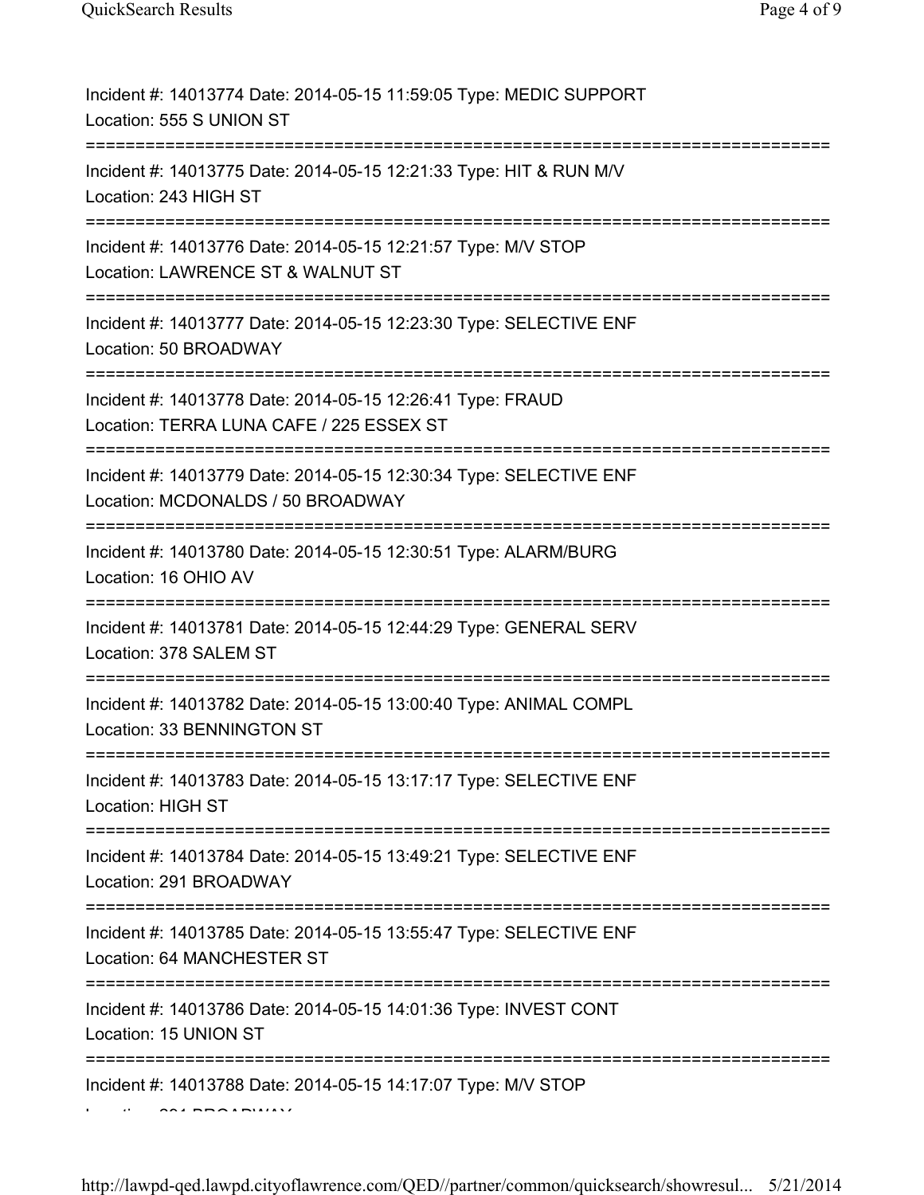Incident #: 14013774 Date: 2014-05-15 11:59:05 Type: MEDIC SUPPORT
Location: 555 S UNION ST

===========================================================================

Incident #: 14013775 Date: 2014-05-15 12:21:33 Type: HIT & RUN M/V
Location: 243 HIGH ST

===========================================================================

Incident #: 14013776 Date: 2014-05-15 12:21:57 Type: M/V STOP
Location: LAWRENCE ST & WALNUT ST

===========================================================================

Incident #: 14013777 Date: 2014-05-15 12:23:30 Type: SELECTIVE ENF
Location: 50 BROADWAY

===========================================================================

Incident #: 14013778 Date: 2014-05-15 12:26:41 Type: FRAUD
Location: TERRA LUNA CAFE / 225 ESSEX ST

===========================================================================

Incident #: 14013779 Date: 2014-05-15 12:30:34 Type: SELECTIVE ENF
Location: MCDONALDS / 50 BROADWAY

===========================================================================

Incident #: 14013780 Date: 2014-05-15 12:30:51 Type: ALARM/BURG
Location: 16 OHIO AV

===========================================================================

Incident #: 14013781 Date: 2014-05-15 12:44:29 Type: GENERAL SERV
Location: 378 SALEM ST

===========================================================================

Incident #: 14013782 Date: 2014-05-15 13:00:40 Type: ANIMAL COMPL
Location: 33 BENNINGTON ST

===========================================================================

Incident #: 14013783 Date: 2014-05-15 13:17:17 Type: SELECTIVE ENF
Location: HIGH ST

===========================================================================

Incident #: 14013784 Date: 2014-05-15 13:49:21 Type: SELECTIVE ENF
Location: 291 BROADWAY

===========================================================================

Incident #: 14013785 Date: 2014-05-15 13:55:47 Type: SELECTIVE ENF
Location: 64 MANCHESTER ST

===========================================================================

Incident #: 14013786 Date: 2014-05-15 14:01:36 Type: INVEST CONT
Location: 15 UNION ST

===========================================================================

Incident #: 14013788 Date: 2014-05-15 14:17:07 Type: M/V STOP
Location: 291 BROADWAY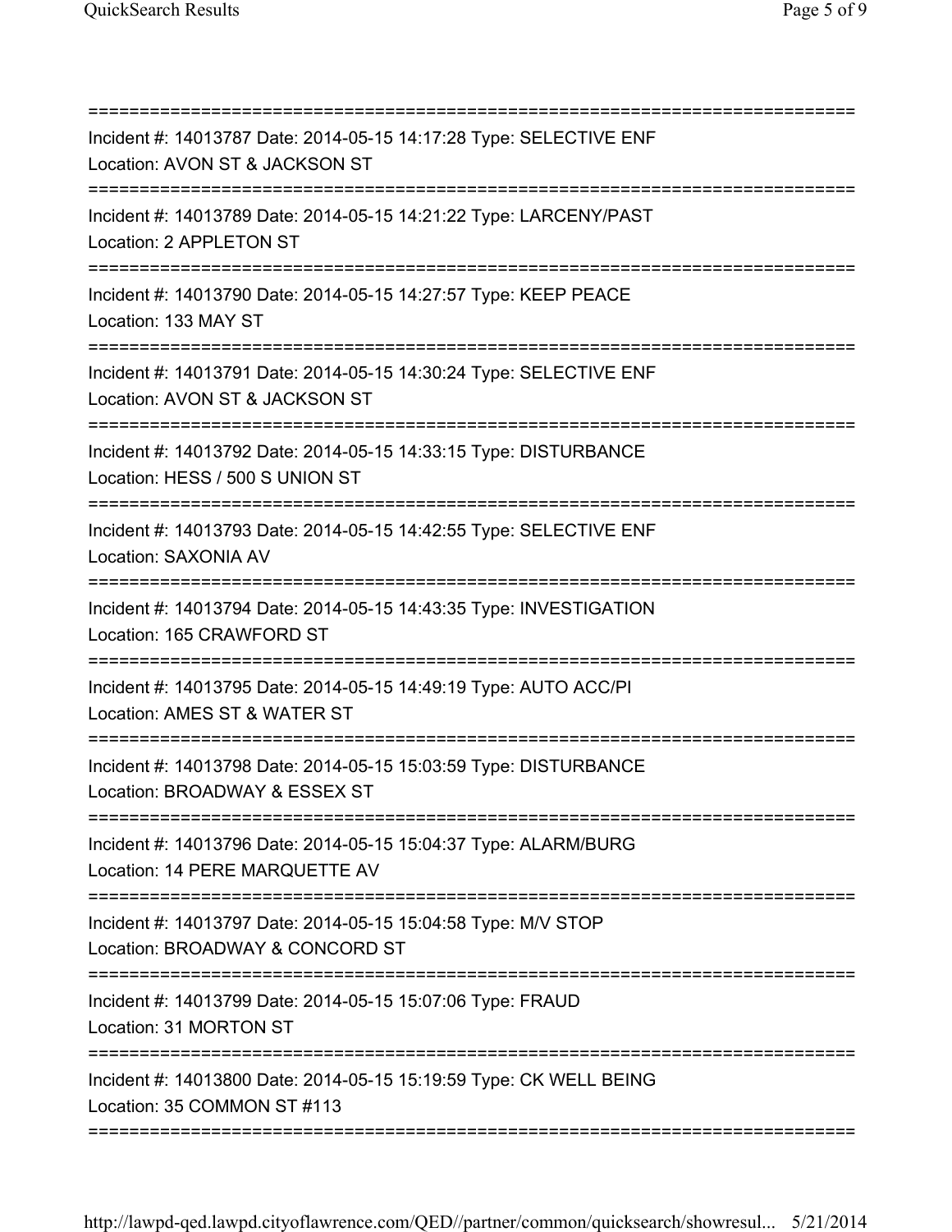===========================================================================

Incident #: 14013787 Date: 2014-05-15 14:17:28 Type: SELECTIVE ENF
Location: AVON ST & JACKSON ST

===========================================================================

Incident #: 14013789 Date: 2014-05-15 14:21:22 Type: LARCENY/PAST
Location: 2 APPLETON ST

===========================================================================

Incident #: 14013790 Date: 2014-05-15 14:27:57 Type: KEEP PEACE
Location: 133 MAY ST

===========================================================================

Incident #: 14013791 Date: 2014-05-15 14:30:24 Type: SELECTIVE ENF
Location: AVON ST & JACKSON ST

===========================================================================

Incident #: 14013792 Date: 2014-05-15 14:33:15 Type: DISTURBANCE
Location: HESS / 500 S UNION ST

===========================================================================

Incident #: 14013793 Date: 2014-05-15 14:42:55 Type: SELECTIVE ENF
Location: SAXONIA AV

===========================================================================

Incident #: 14013794 Date: 2014-05-15 14:43:35 Type: INVESTIGATION
Location: 165 CRAWFORD ST

===========================================================================

Incident #: 14013795 Date: 2014-05-15 14:49:19 Type: AUTO ACC/PI
Location: AMES ST & WATER ST

===========================================================================

Incident #: 14013798 Date: 2014-05-15 15:03:59 Type: DISTURBANCE
Location: BROADWAY & ESSEX ST

===========================================================================

Incident #: 14013796 Date: 2014-05-15 15:04:37 Type: ALARM/BURG
Location: 14 PERE MARQUETTE AV

===========================================================================

Incident #: 14013797 Date: 2014-05-15 15:04:58 Type: M/V STOP
Location: BROADWAY & CONCORD ST

===========================================================================

Incident #: 14013799 Date: 2014-05-15 15:07:06 Type: FRAUD
Location: 31 MORTON ST

===========================================================================

Incident #: 14013800 Date: 2014-05-15 15:19:59 Type: CK WELL BEING
Location: 35 COMMON ST #113

===========================================================================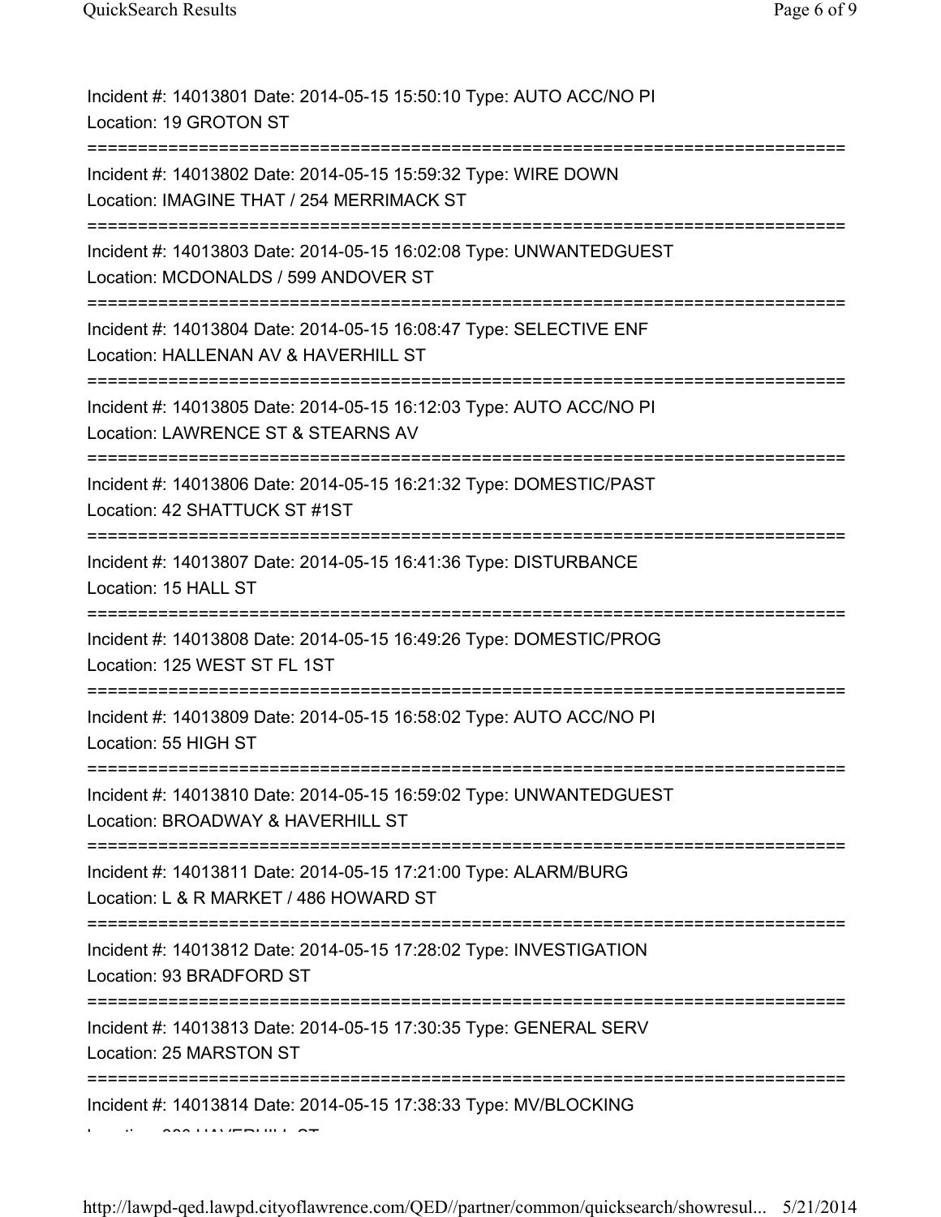Incident #: 14013801 Date: 2014-05-15 15:50:10 Type: AUTO ACC/NO PI
Location: 19 GROTON ST
===========================================================================
Incident #: 14013802 Date: 2014-05-15 15:59:32 Type: WIRE DOWN
Location: IMAGINE THAT / 254 MERRIMACK ST
===========================================================================
Incident #: 14013803 Date: 2014-05-15 16:02:08 Type: UNWANTEDGUEST
Location: MCDONALDS / 599 ANDOVER ST
===========================================================================
Incident #: 14013804 Date: 2014-05-15 16:08:47 Type: SELECTIVE ENF
Location: HALLENAN AV & HAVERHILL ST
===========================================================================
Incident #: 14013805 Date: 2014-05-15 16:12:03 Type: AUTO ACC/NO PI
Location: LAWRENCE ST & STEARNS AV
===========================================================================
Incident #: 14013806 Date: 2014-05-15 16:21:32 Type: DOMESTIC/PAST
Location: 42 SHATTUCK ST #1ST
===========================================================================
Incident #: 14013807 Date: 2014-05-15 16:41:36 Type: DISTURBANCE
Location: 15 HALL ST
===========================================================================
Incident #: 14013808 Date: 2014-05-15 16:49:26 Type: DOMESTIC/PROG
Location: 125 WEST ST FL 1ST
===========================================================================
Incident #: 14013809 Date: 2014-05-15 16:58:02 Type: AUTO ACC/NO PI
Location: 55 HIGH ST
===========================================================================
Incident #: 14013810 Date: 2014-05-15 16:59:02 Type: UNWANTEDGUEST
Location: BROADWAY & HAVERHILL ST
===========================================================================
Incident #: 14013811 Date: 2014-05-15 17:21:00 Type: ALARM/BURG
Location: L & R MARKET / 486 HOWARD ST
===========================================================================
Incident #: 14013812 Date: 2014-05-15 17:28:02 Type: INVESTIGATION
Location: 93 BRADFORD ST
===========================================================================
Incident #: 14013813 Date: 2014-05-15 17:30:35 Type: GENERAL SERV
Location: 25 MARSTON ST
===========================================================================
Incident #: 14013814 Date: 2014-05-15 17:38:33 Type: MV/BLOCKING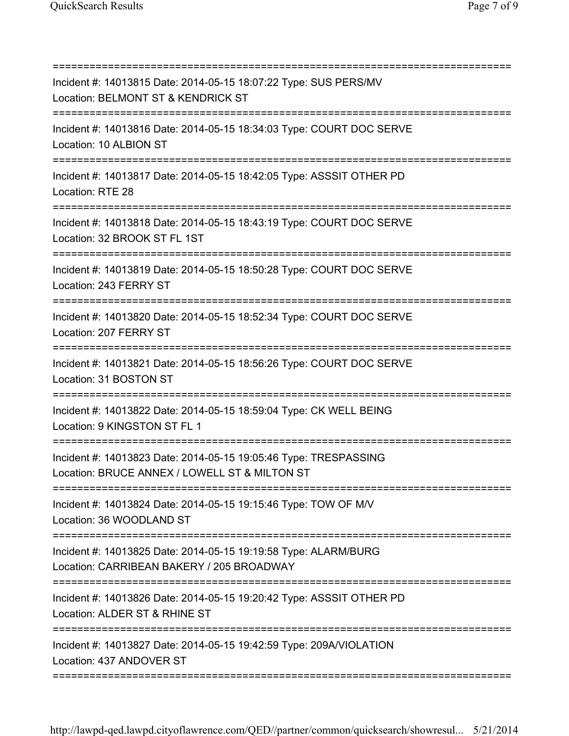===========================================================================
Incident #: 14013815 Date: 2014-05-15 18:07:22 Type: SUS PERS/MV
Location: BELMONT ST & KENDRICK ST
===========================================================================
Incident #: 14013816 Date: 2014-05-15 18:34:03 Type: COURT DOC SERVE
Location: 10 ALBION ST
===========================================================================
Incident #: 14013817 Date: 2014-05-15 18:42:05 Type: ASSSIT OTHER PD
Location: RTE 28
===========================================================================
Incident #: 14013818 Date: 2014-05-15 18:43:19 Type: COURT DOC SERVE
Location: 32 BROOK ST FL 1ST
===========================================================================
Incident #: 14013819 Date: 2014-05-15 18:50:28 Type: COURT DOC SERVE
Location: 243 FERRY ST
===========================================================================
Incident #: 14013820 Date: 2014-05-15 18:52:34 Type: COURT DOC SERVE
Location: 207 FERRY ST
===========================================================================
Incident #: 14013821 Date: 2014-05-15 18:56:26 Type: COURT DOC SERVE
Location: 31 BOSTON ST
===========================================================================
Incident #: 14013822 Date: 2014-05-15 18:59:04 Type: CK WELL BEING
Location: 9 KINGSTON ST FL 1
===========================================================================
Incident #: 14013823 Date: 2014-05-15 19:05:46 Type: TRESPASSING
Location: BRUCE ANNEX / LOWELL ST & MILTON ST
===========================================================================
Incident #: 14013824 Date: 2014-05-15 19:15:46 Type: TOW OF M/V
Location: 36 WOODLAND ST
===========================================================================
Incident #: 14013825 Date: 2014-05-15 19:19:58 Type: ALARM/BURG
Location: CARRIBEAN BAKERY / 205 BROADWAY
===========================================================================
Incident #: 14013826 Date: 2014-05-15 19:20:42 Type: ASSSIT OTHER PD
Location: ALDER ST & RHINE ST
===========================================================================
Incident #: 14013827 Date: 2014-05-15 19:42:59 Type: 209A/VIOLATION
Location: 437 ANDOVER ST
===========================================================================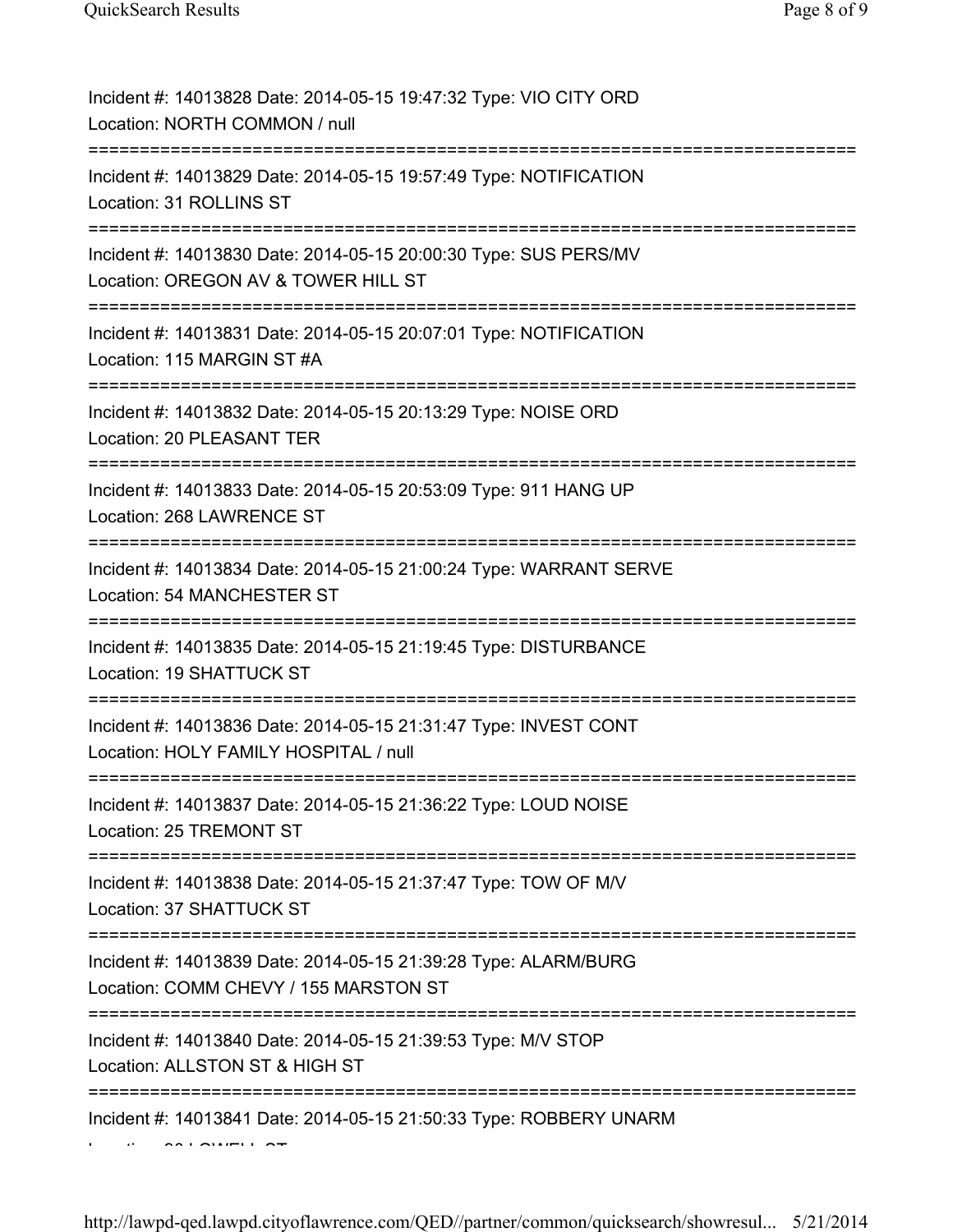Incident #: 14013828 Date: 2014-05-15 19:47:32 Type: VIO CITY ORD
Location: NORTH COMMON / null

===========================================================================

Incident #: 14013829 Date: 2014-05-15 19:57:49 Type: NOTIFICATION
Location: 31 ROLLINS ST

===========================================================================

Incident #: 14013830 Date: 2014-05-15 20:00:30 Type: SUS PERS/MV
Location: OREGON AV & TOWER HILL ST

===========================================================================

Incident #: 14013831 Date: 2014-05-15 20:07:01 Type: NOTIFICATION
Location: 115 MARGIN ST #A

===========================================================================

Incident #: 14013832 Date: 2014-05-15 20:13:29 Type: NOISE ORD
Location: 20 PLEASANT TER

===========================================================================

Incident #: 14013833 Date: 2014-05-15 20:53:09 Type: 911 HANG UP
Location: 268 LAWRENCE ST

===========================================================================

Incident #: 14013834 Date: 2014-05-15 21:00:24 Type: WARRANT SERVE
Location: 54 MANCHESTER ST

===========================================================================

Incident #: 14013835 Date: 2014-05-15 21:19:45 Type: DISTURBANCE
Location: 19 SHATTUCK ST

===========================================================================

Incident #: 14013836 Date: 2014-05-15 21:31:47 Type: INVEST CONT
Location: HOLY FAMILY HOSPITAL / null

===========================================================================

Incident #: 14013837 Date: 2014-05-15 21:36:22 Type: LOUD NOISE
Location: 25 TREMONT ST

===========================================================================

Incident #: 14013838 Date: 2014-05-15 21:37:47 Type: TOW OF M/V
Location: 37 SHATTUCK ST

===========================================================================

Incident #: 14013839 Date: 2014-05-15 21:39:28 Type: ALARM/BURG
Location: COMM CHEVY / 155 MARSTON ST

===========================================================================

Incident #: 14013840 Date: 2014-05-15 21:39:53 Type: M/V STOP
Location: ALLSTON ST & HIGH ST

===========================================================================

Incident #: 14013841 Date: 2014-05-15 21:50:33 Type: ROBBERY UNARM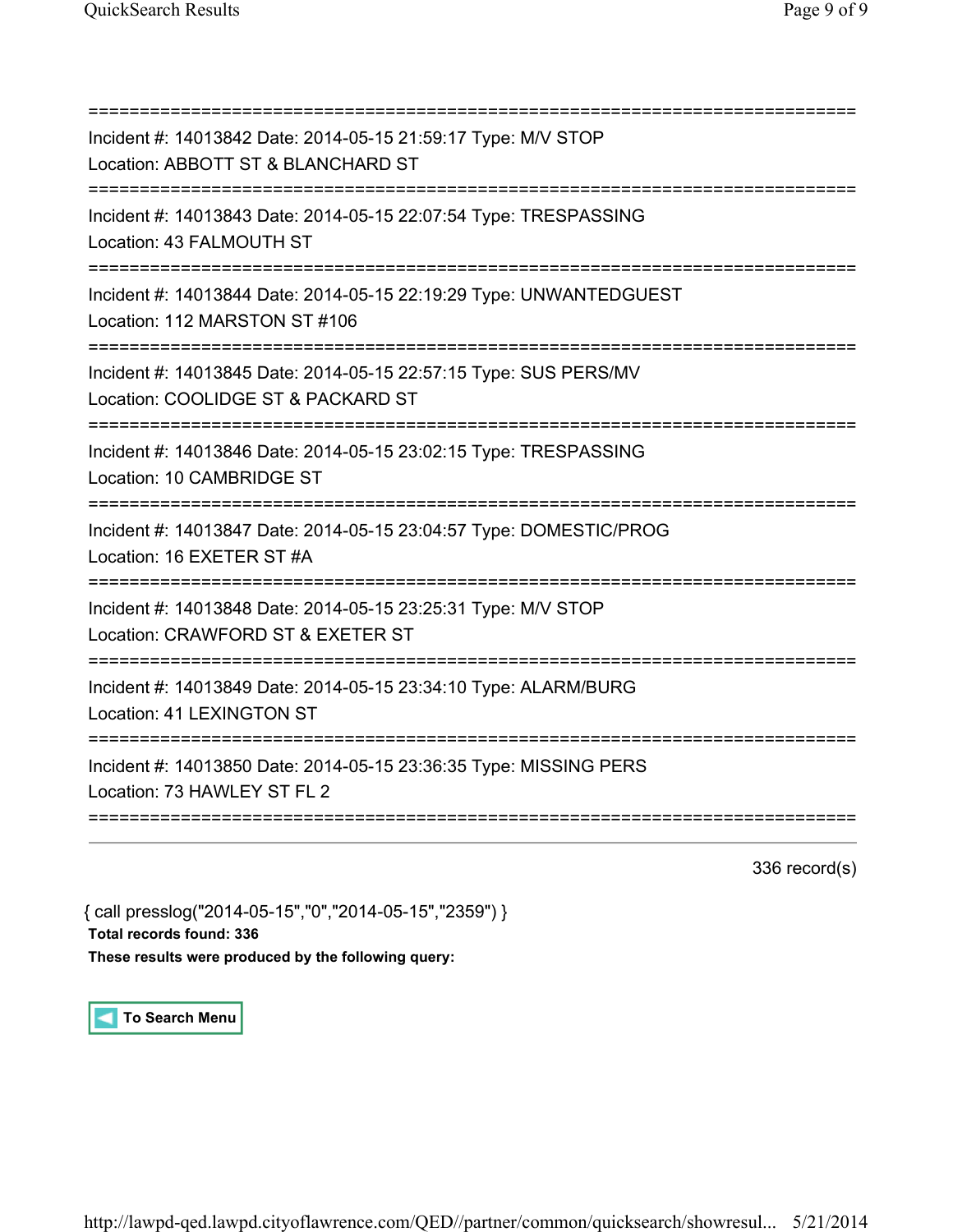===========================================================================

Incident #: 14013842 Date: 2014-05-15 21:59:17 Type: M/V STOP

Location: ABBOTT ST & BLANCHARD ST

===========================================================================

Incident #: 14013843 Date: 2014-05-15 22:07:54 Type: TRESPASSING

Location: 43 FALMOUTH ST

===========================================================================

Incident #: 14013844 Date: 2014-05-15 22:19:29 Type: UNWANTEDGUEST

Location: 112 MARSTON ST #106

===========================================================================

Incident #: 14013845 Date: 2014-05-15 22:57:15 Type: SUS PERS/MV

Location: COOLIDGE ST & PACKARD ST

===========================================================================

Incident #: 14013846 Date: 2014-05-15 23:02:15 Type: TRESPASSING

Location: 10 CAMBRIDGE ST

===========================================================================

Incident #: 14013847 Date: 2014-05-15 23:04:57 Type: DOMESTIC/PROG

Location: 16 EXETER ST #A

===========================================================================

Incident #: 14013848 Date: 2014-05-15 23:25:31 Type: M/V STOP

Location: CRAWFORD ST & EXETER ST

===========================================================================

Incident #: 14013849 Date: 2014-05-15 23:34:10 Type: ALARM/BURG

Location: 41 LEXINGTON ST

===========================================================================

Incident #: 14013850 Date: 2014-05-15 23:36:35 Type: MISSING PERS

Location: 73 HAWLEY ST FL 2

===========================================================================

336 record(s)

{ call presslog("2014-05-15","0","2014-05-15","2359") }

**Total records found: 336**

**These results were produced by the following query:**

To Search Menu